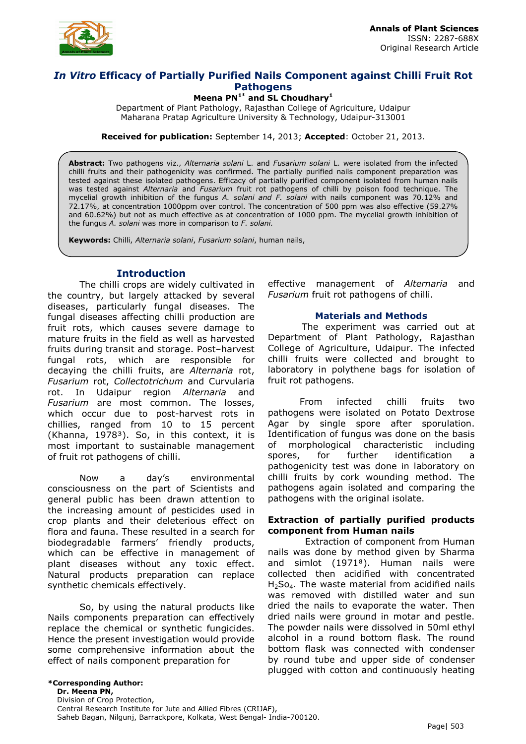Annals of Plant Sciences
ISSN: 2287-688X
Original Research Article

# *In Vitro* Efficacy of Partially Purified Nails Component against Chilli Fruit Rot Pathogens

**Meena PN[1*] and SL Choudhary[1]**

Department of Plant Pathology, Rajasthan College of Agriculture, Udaipur
Maharana Pratap Agriculture University & Technology, Udaipur-313001

**Received for publication:** September 14, 2013; **Accepted**: October 21, 2013.

**Abstract:** Two pathogens viz., *Alternaria solani* L. and *Fusarium solani* L. were isolated from the infected chilli fruits and their pathogenicity was confirmed. The partially purified nails component preparation was tested against these isolated pathogens. Efficacy of partially purified component isolated from human nails was tested against *Alternaria* and *Fusarium* fruit rot pathogens of chilli by poison food technique. The mycelial growth inhibition of the fungus *A. solani and F. solani* with nails component was 70.12% and 72.17%, at concentration 1000ppm over control. The concentration of 500 ppm was also effective (59.27% and 60.62%) but not as much effective as at concentration of 1000 ppm. The mycelial growth inhibition of the fungus *A. solani* was more in comparison to *F. solani.*

**Keywords:** Chilli, *Alternaria solani*, *Fusarium solani*, human nails,

## Introduction

The chilli crops are widely cultivated in the country, but largely attacked by several diseases, particularly fungal diseases. The fungal diseases affecting chilli production are fruit rots, which causes severe damage to mature fruits in the field as well as harvested fruits during transit and storage. Post–harvest fungal rots, which are responsible for decaying the chilli fruits, are *Alternaria* rot, *Fusarium* rot, *Collectotrichum* and Curvularia rot. In Udaipur region *Alternaria* and *Fusarium* are most common. The losses, which occur due to post-harvest rots in chillies, ranged from 10 to 15 percent (Khanna, 1978[3]). So, in this context, it is most important to sustainable management of fruit rot pathogens of chilli.

Now a day's environmental consciousness on the part of Scientists and general public has been drawn attention to the increasing amount of pesticides used in crop plants and their deleterious effect on flora and fauna. These resulted in a search for biodegradable farmers' friendly products, which can be effective in management of plant diseases without any toxic effect. Natural products preparation can replace synthetic chemicals effectively.

So, by using the natural products like Nails components preparation can effectively replace the chemical or synthetic fungicides. Hence the present investigation would provide some comprehensive information about the effect of nails component preparation for effective management of *Alternaria* and *Fusarium* fruit rot pathogens of chilli.

## Materials and Methods

The experiment was carried out at Department of Plant Pathology, Rajasthan College of Agriculture, Udaipur. The infected chilli fruits were collected and brought to laboratory in polythene bags for isolation of fruit rot pathogens.

From infected chilli fruits two pathogens were isolated on Potato Dextrose Agar by single spore after sporulation. Identification of fungus was done on the basis of morphological characteristic including spores, for further identification a pathogenicity test was done in laboratory on chilli fruits by cork wounding method. The pathogens again isolated and comparing the pathogens with the original isolate.

### Extraction of partially purified products component from Human nails

Extraction of component from Human nails was done by method given by Sharma and simlot (1971[8]). Human nails were collected then acidified with concentrated $H_2So_4$. The waste material from acidified nails was removed with distilled water and sun dried the nails to evaporate the water. Then dried nails were ground in motar and pestle. The powder nails were dissolved in 50ml ethyl alcohol in a round bottom flask. The round bottom flask was connected with condenser by round tube and upper side of condenser plugged with cotton and continuously heating

**\*Corresponding Author:**
**Dr. Meena PN,**
Division of Crop Protection,
Central Research Institute for Jute and Allied Fibres (CRIJAF),
Saheb Bagan, Nilgunj, Barrackpore, Kolkata, West Bengal- India-700120.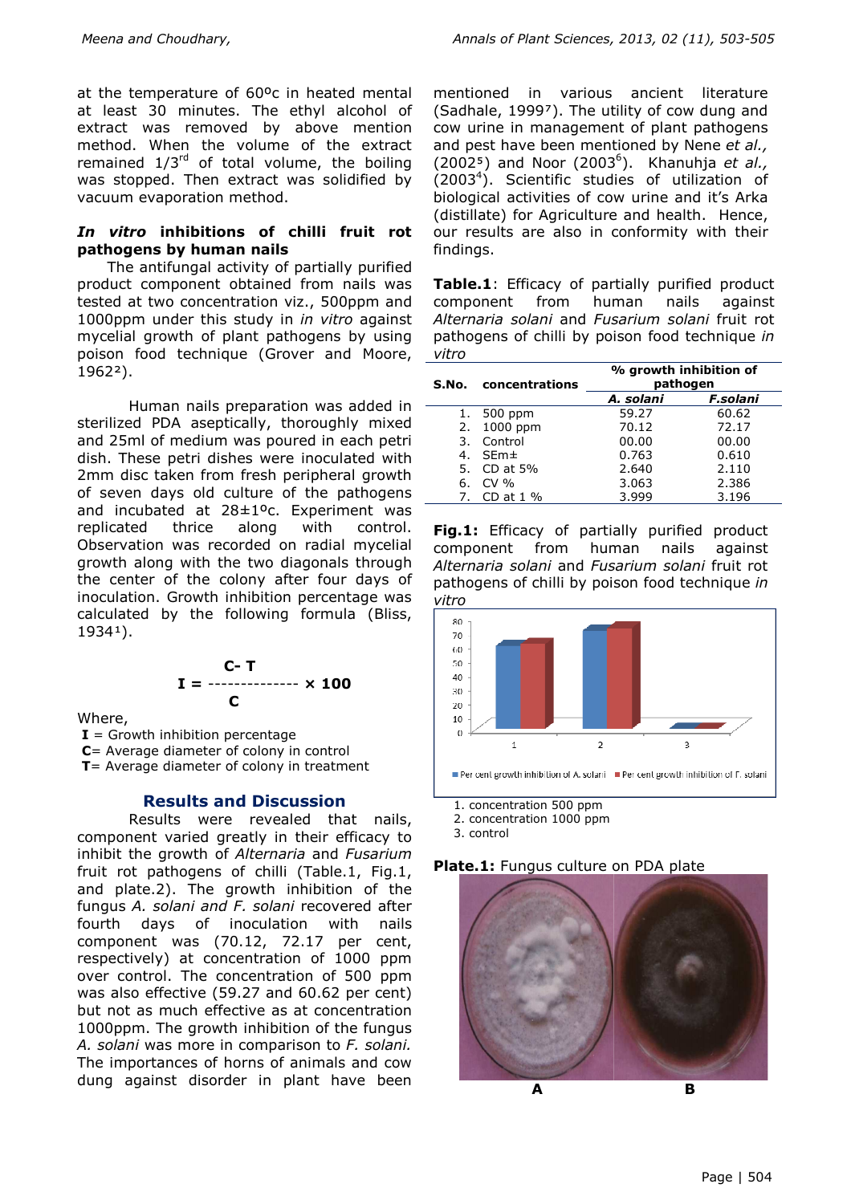at the temperature of 60ºc in heated mental at least 30 minutes. The ethyl alcohol of extract was removed by above mention method. When the volume of the extract remained 1/3rd of total volume, the boiling was stopped. Then extract was solidified by vacuum evaporation method.

### *In vitro* inhibitions of chilli fruit rot pathogens by human nails

The antifungal activity of partially purified product component obtained from nails was tested at two concentration viz., 500ppm and 1000ppm under this study in *in vitro* against mycelial growth of plant pathogens by using poison food technique (Grover and Moore, 1962[2]).

Human nails preparation was added in sterilized PDA aseptically, thoroughly mixed and 25ml of medium was poured in each petri dish. These petri dishes were inoculated with 2mm disc taken from fresh peripheral growth of seven days old culture of the pathogens and incubated at 28±1ºc. Experiment was replicated thrice along with control. Observation was recorded on radial mycelial growth along with the two diagonals through the center of the colony after four days of inoculation. Growth inhibition percentage was calculated by the following formula (Bliss, 1934[1]).

$$\mathbf{I} = \frac{\mathbf{C - T}}{\mathbf{C}} \times \mathbf{100}$$

Where,

**I** = Growth inhibition percentage
**C**= Average diameter of colony in control
**T**= Average diameter of colony in treatment

## Results and Discussion

Results were revealed that nails, component varied greatly in their efficacy to inhibit the growth of *Alternaria* and *Fusarium* fruit rot pathogens of chilli (Table.1, Fig.1, and plate.2). The growth inhibition of the fungus *A. solani and F. solani* recovered after fourth days of inoculation with nails component was (70.12, 72.17 per cent, respectively) at concentration of 1000 ppm over control. The concentration of 500 ppm was also effective (59.27 and 60.62 per cent) but not as much effective as at concentration 1000ppm. The growth inhibition of the fungus *A. solani* was more in comparison to *F. solani.* The importances of horns of animals and cow dung against disorder in plant have been mentioned in various ancient literature (Sadhale, 1999[7]). The utility of cow dung and cow urine in management of plant pathogens and pest have been mentioned by Nene *et al.,* (2002[5]) and Noor (2003[6]). Khanuhja *et al.,* (2003[4]). Scientific studies of utilization of biological activities of cow urine and it's Arka (distillate) for Agriculture and health. Hence, our results are also in conformity with their findings.

**Table.1**: Efficacy of partially purified product component from human nails against *Alternaria solani* and *Fusarium solani* fruit rot pathogens of chilli by poison food technique *in vitro*

| S.No. | concentrations | % growth inhibition of pathogen | |
|---|---|---|---|
| | | *A. solani* | *F.solani* |
| 1. | 500 ppm | 59.27 | 60.62 |
| 2. | 1000 ppm | 70.12 | 72.17 |
| 3. | Control | 00.00 | 00.00 |
| 4. | SEm± | 0.763 | 0.610 |
| 5. | CD at 5% | 2.640 | 2.110 |
| 6. | CV % | 3.063 | 2.386 |
| 7. | CD at 1 % | 3.999 | 3.196 |

**Fig.1:** Efficacy of partially purified product component from human nails against *Alternaria solani* and *Fusarium solani* fruit rot pathogens of chilli by poison food technique *in vitro*

1. concentration 500 ppm
2. concentration 1000 ppm
3. control

**Plate.1:** Fungus culture on PDA plate

A B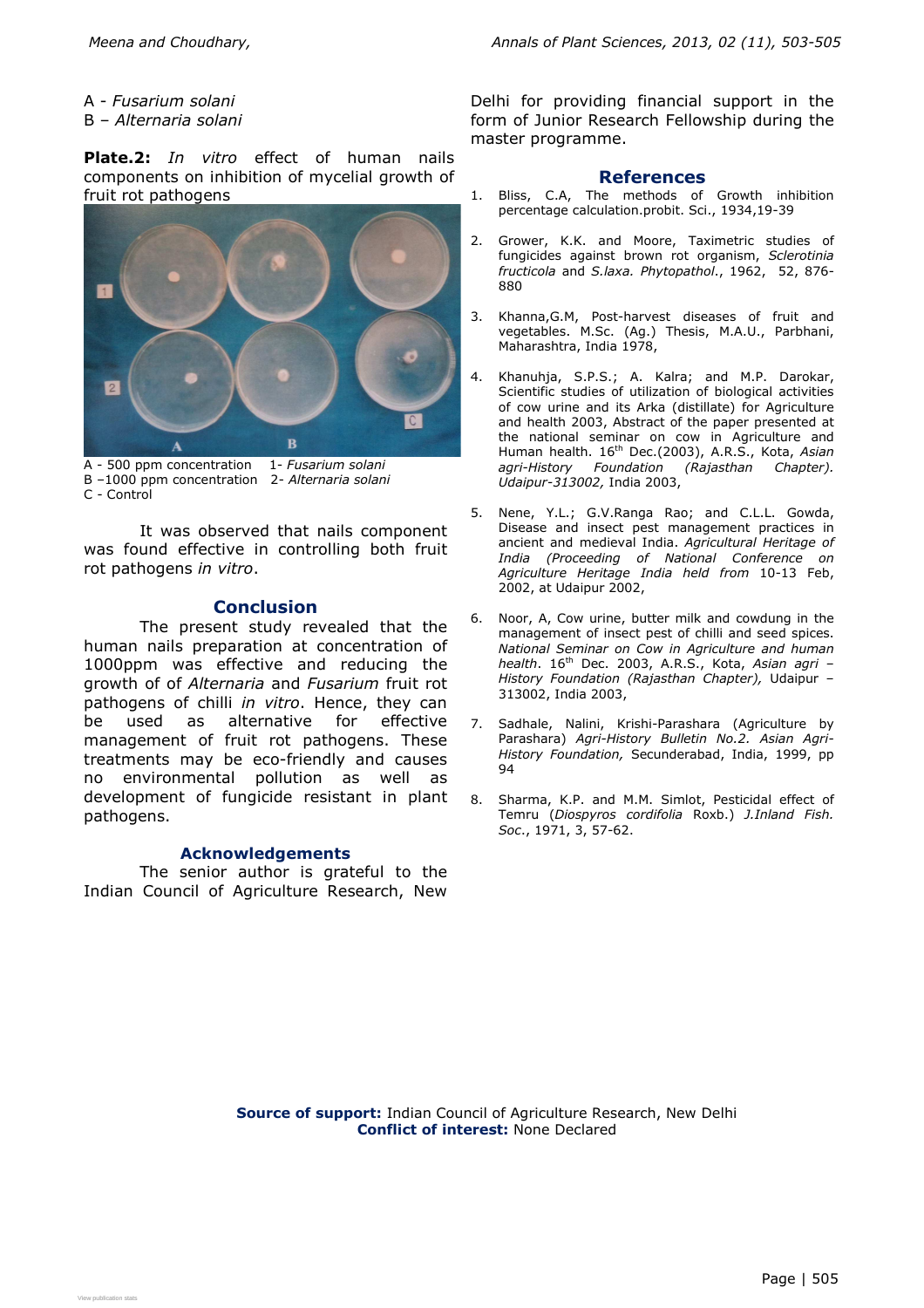A - *Fusarium solani*
B – *Alternaria solani*

**Plate.2:** *In vitro* effect of human nails components on inhibition of mycelial growth of fruit rot pathogens

A - 500 ppm concentration 1- *Fusarium solani*
B –1000 ppm concentration 2- *Alternaria solani*
C - Control

It was observed that nails component was found effective in controlling both fruit rot pathogens *in vitro*.

## Conclusion

The present study revealed that the human nails preparation at concentration of 1000ppm was effective and reducing the growth of of *Alternaria* and *Fusarium* fruit rot pathogens of chilli *in vitro*. Hence, they can be used as alternative for effective management of fruit rot pathogens. These treatments may be eco-friendly and causes no environmental pollution as well as development of fungicide resistant in plant pathogens.

## Acknowledgements

The senior author is grateful to the Indian Council of Agriculture Research, New Delhi for providing financial support in the form of Junior Research Fellowship during the master programme.

## References

1. Bliss, C.A, The methods of Growth inhibition percentage calculation.probit. Sci., 1934,19-39
2. Grower, K.K. and Moore, Taximetric studies of fungicides against brown rot organism, *Sclerotinia fructicola* and *S.laxa. Phytopathol*., 1962, 52, 876-880
3. Khanna,G.M, Post-harvest diseases of fruit and vegetables. M.Sc. (Ag.) Thesis, M.A.U., Parbhani, Maharashtra, India 1978,
4. Khanuhja, S.P.S.; A. Kalra; and M.P. Darokar, Scientific studies of utilization of biological activities of cow urine and its Arka (distillate) for Agriculture and health 2003, Abstract of the paper presented at the national seminar on cow in Agriculture and Human health. 16th Dec.(2003), A.R.S., Kota, *Asian agri-History Foundation (Rajasthan Chapter). Udaipur-313002,* India 2003,
5. Nene, Y.L.; G.V.Ranga Rao; and C.L.L. Gowda, Disease and insect pest management practices in ancient and medieval India. *Agricultural Heritage of India (Proceeding of National Conference on Agriculture Heritage India held from* 10-13 Feb, 2002, at Udaipur 2002,
6. Noor, A, Cow urine, butter milk and cowdung in the management of insect pest of chilli and seed spices. *National Seminar on Cow in Agriculture and human health*. 16th Dec. 2003, A.R.S., Kota, *Asian agri – History Foundation (Rajasthan Chapter),* Udaipur – 313002, India 2003,
7. Sadhale, Nalini, Krishi-Parashara (Agriculture by Parashara) *Agri-History Bulletin No.2. Asian Agri-History Foundation,* Secunderabad, India, 1999, pp 94
8. Sharma, K.P. and M.M. Simlot, Pesticidal effect of Temru (*Diospyros cordifolia* Roxb.) *J.Inland Fish. Soc*., 1971, 3, 57-62.

**Source of support:** Indian Council of Agriculture Research, New Delhi
**Conflict of interest:** None Declared